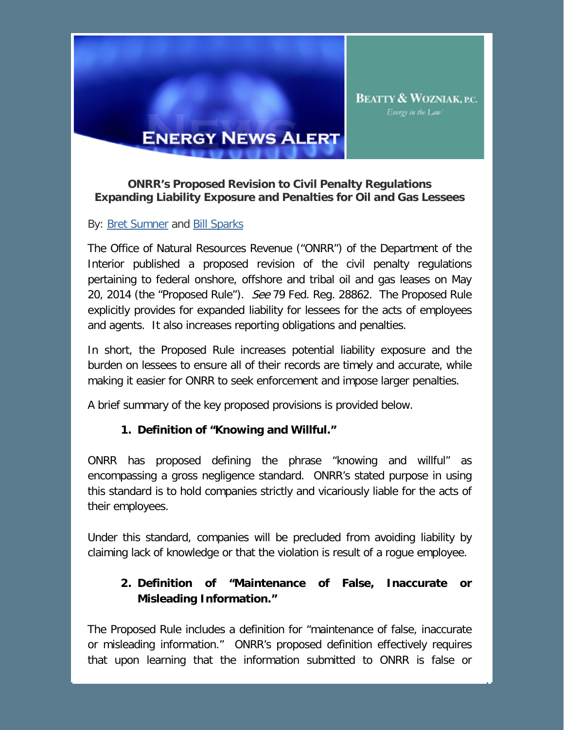ENERGY NEWS ALERT

BEATTY & WOZNIAK, P.C.
Energy in the Law

## ONRR's Proposed Revision to Civil Penalty Regulations Expanding Liability Exposure and Penalties for Oil and Gas Lessees

By: Bret Sumner and Bill Sparks

The Office of Natural Resources Revenue ("ONRR") of the Department of the Interior published a proposed revision of the civil penalty regulations pertaining to federal onshore, offshore and tribal oil and gas leases on May 20, 2014 (the "Proposed Rule"). *See* 79 Fed. Reg. 28862. The Proposed Rule explicitly provides for expanded liability for lessees for the acts of employees and agents. It also increases reporting obligations and penalties.

In short, the Proposed Rule increases potential liability exposure and the burden on lessees to ensure all of their records are timely and accurate, while making it easier for ONRR to seek enforcement and impose larger penalties.

A brief summary of the key proposed provisions is provided below.

### 1. Definition of "Knowing and Willful."

ONRR has proposed defining the phrase "knowing and willful" as encompassing a gross negligence standard. ONRR's stated purpose in using this standard is to hold companies strictly and vicariously liable for the acts of their employees.

Under this standard, companies will be precluded from avoiding liability by claiming lack of knowledge or that the violation is result of a rogue employee.

### 2. Definition of "Maintenance of False, Inaccurate or Misleading Information."

The Proposed Rule includes a definition for "maintenance of false, inaccurate or misleading information." ONRR's proposed definition effectively requires that upon learning that the information submitted to ONRR is false or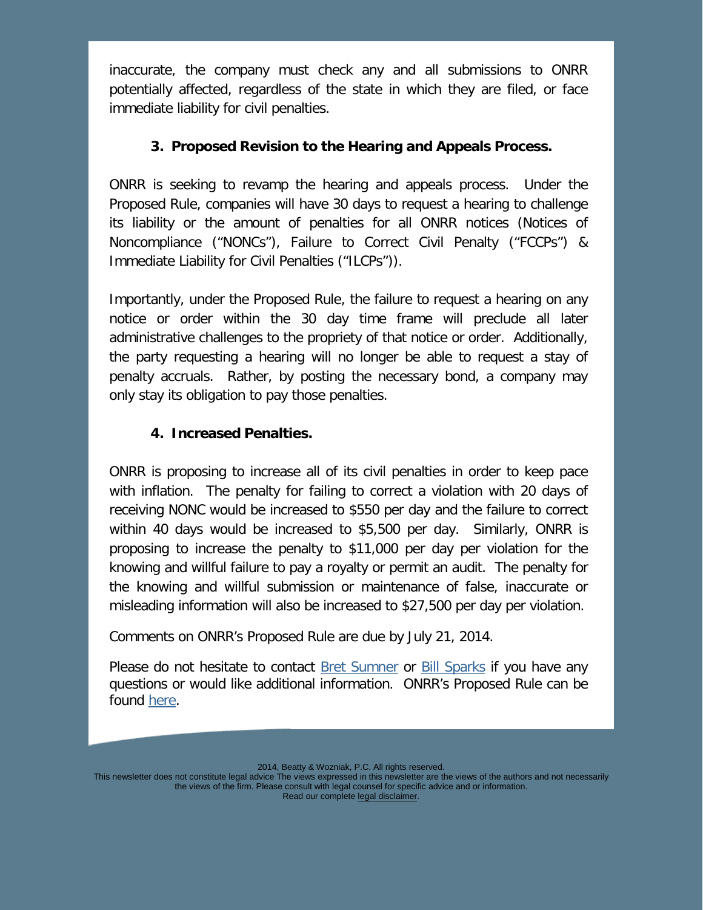inaccurate, the company must check any and all submissions to ONRR potentially affected, regardless of the state in which they are filed, or face immediate liability for civil penalties.

### 3. Proposed Revision to the Hearing and Appeals Process.

ONRR is seeking to revamp the hearing and appeals process. Under the Proposed Rule, companies will have 30 days to request a hearing to challenge its liability or the amount of penalties for all ONRR notices (Notices of Noncompliance ("NONCs"), Failure to Correct Civil Penalty ("FCCPs") & Immediate Liability for Civil Penalties ("ILCPs")).

Importantly, under the Proposed Rule, the failure to request a hearing on any notice or order within the 30 day time frame will preclude all later administrative challenges to the propriety of that notice or order. Additionally, the party requesting a hearing will no longer be able to request a stay of penalty accruals. Rather, by posting the necessary bond, a company may only stay its obligation to pay those penalties.

### 4. Increased Penalties.

ONRR is proposing to increase all of its civil penalties in order to keep pace with inflation. The penalty for failing to correct a violation with 20 days of receiving NONC would be increased to $550 per day and the failure to correct within 40 days would be increased to $5,500 per day. Similarly, ONRR is proposing to increase the penalty to $11,000 per day per violation for the knowing and willful failure to pay a royalty or permit an audit. The penalty for the knowing and willful submission or maintenance of false, inaccurate or misleading information will also be increased to $27,500 per day per violation.

Comments on ONRR's Proposed Rule are due by July 21, 2014.

Please do not hesitate to contact Bret Sumner or Bill Sparks if you have any questions or would like additional information. ONRR's Proposed Rule can be found here.

2014, Beatty & Wozniak, P.C. All rights reserved.
This newsletter does not constitute legal advice The views expressed in this newsletter are the views of the authors and not necessarily the views of the firm. Please consult with legal counsel for specific advice and or information.
Read our complete legal disclaimer.